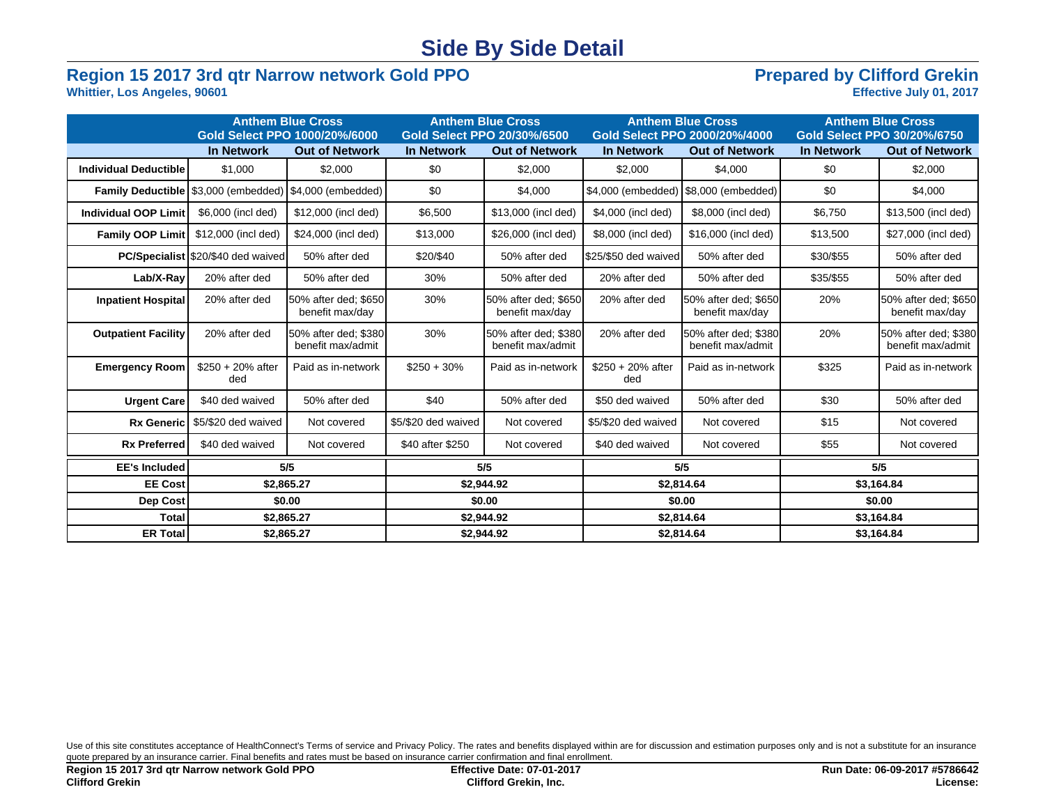# Side By Side Detail

## Region 15 2017 3rd qtr Narrow network Gold PPO

**Whittier, Los Angeles, 90601**

## Prepared by Clifford Grekin

**Effective July 01, 2017**

| | Anthem Blue Cross Gold Select PPO 1000/20%/6000 | | Anthem Blue Cross Gold Select PPO 20/30%/6500 | | Anthem Blue Cross Gold Select PPO 2000/20%/4000 | | Anthem Blue Cross Gold Select PPO 30/20%/6750 | |
|---|---|---|---|---|---|---|---|---|
| | **In Network** | **Out of Network** | **In Network** | **Out of Network** | **In Network** | **Out of Network** | **In Network** | **Out of Network** |
| **Individual Deductible** | $1,000 | $2,000 | $0 | $2,000 | $2,000 | $4,000 | $0 | $2,000 |
| **Family Deductible** | $3,000 (embedded) | $4,000 (embedded) | $0 | $4,000 | $4,000 (embedded) | $8,000 (embedded) | $0 | $4,000 |
| **Individual OOP Limit** | $6,000 (incl ded) | $12,000 (incl ded) | $6,500 | $13,000 (incl ded) | $4,000 (incl ded) | $8,000 (incl ded) | $6,750 | $13,500 (incl ded) |
| **Family OOP Limit** | $12,000 (incl ded) | $24,000 (incl ded) | $13,000 | $26,000 (incl ded) | $8,000 (incl ded) | $16,000 (incl ded) | $13,500 | $27,000 (incl ded) |
| **PC/Specialist** | $20/$40 ded waived | 50% after ded | $20/$40 | 50% after ded | $25/$50 ded waived | 50% after ded | $30/$55 | 50% after ded |
| **Lab/X-Ray** | 20% after ded | 50% after ded | 30% | 50% after ded | 20% after ded | 50% after ded | $35/$55 | 50% after ded |
| **Inpatient Hospital** | 20% after ded | 50% after ded; $650 benefit max/day | 30% | 50% after ded; $650 benefit max/day | 20% after ded | 50% after ded; $650 benefit max/day | 20% | 50% after ded; $650 benefit max/day |
| **Outpatient Facility** | 20% after ded | 50% after ded; $380 benefit max/admit | 30% | 50% after ded; $380 benefit max/admit | 20% after ded | 50% after ded; $380 benefit max/admit | 20% | 50% after ded; $380 benefit max/admit |
| **Emergency Room** | $250 + 20% after ded | Paid as in-network | $250 + 30% | Paid as in-network | $250 + 20% after ded | Paid as in-network | $325 | Paid as in-network |
| **Urgent Care** | $40 ded waived | 50% after ded | $40 | 50% after ded | $50 ded waived | 50% after ded | $30 | 50% after ded |
| **Rx Generic** | $5/$20 ded waived | Not covered | $5/$20 ded waived | Not covered | $5/$20 ded waived | Not covered | $15 | Not covered |
| **Rx Preferred** | $40 ded waived | Not covered | $40 after $250 | Not covered | $40 ded waived | Not covered | $55 | Not covered |
| **EE's Included** | **5/5** | | **5/5** | | **5/5** | | **5/5** | |
| **EE Cost** | **$2,865.27** | | **$2,944.92** | | **$2,814.64** | | **$3,164.84** | |
| **Dep Cost** | **$0.00** | | **$0.00** | | **$0.00** | | **$0.00** | |
| **Total** | **$2,865.27** | | **$2,944.92** | | **$2,814.64** | | **$3,164.84** | |
| **ER Total** | **$2,865.27** | | **$2,944.92** | | **$2,814.64** | | **$3,164.84** | |

Use of this site constitutes acceptance of HealthConnect's Terms of service and Privacy Policy. The rates and benefits displayed within are for discussion and estimation purposes only and is not a substitute for an insurance quote prepared by an insurance carrier. Final benefits and rates must be based on insurance carrier confirmation and final enrollment.

**Region 15 2017 3rd qtr Narrow network Gold PPO** | **Effective Date: 07-01-2017** | **Run Date: 06-09-2017 #5786642**

**Clifford Grekin** | **Clifford Grekin, Inc.** | **License:**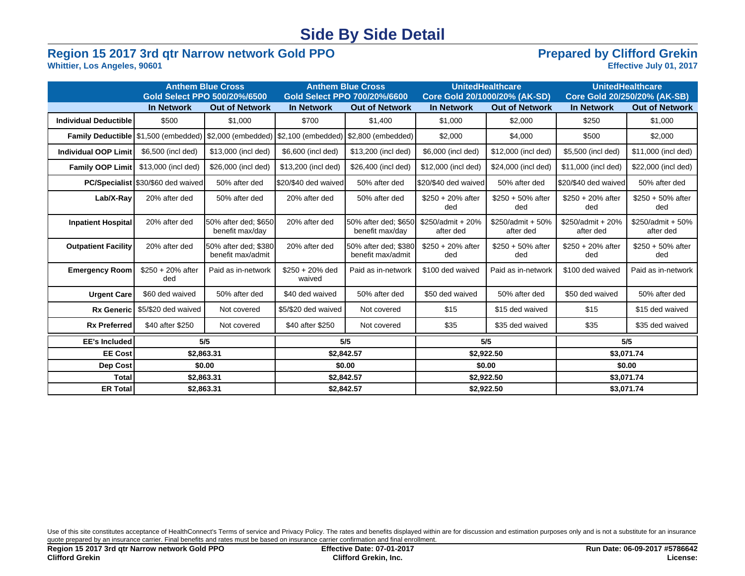# Side By Side Detail

## Region 15 2017 3rd qtr Narrow network Gold PPO

**Whittier, Los Angeles, 90601**

## Prepared by Clifford Grekin

**Effective July 01, 2017**

| | Anthem Blue Cross Gold Select PPO 500/20%/6500 | | Anthem Blue Cross Gold Select PPO 700/20%/6600 | | UnitedHealthcare Core Gold 20/1000/20% (AK-SD) | | UnitedHealthcare Core Gold 20/250/20% (AK-SB) | |
|---|---|---|---|---|---|---|---|---|
| | In Network | Out of Network | In Network | Out of Network | In Network | Out of Network | In Network | Out of Network |
| **Individual Deductible** | $500 | $1,000 | $700 | $1,400 | $1,000 | $2,000 | $250 | $1,000 |
| **Family Deductible** | $1,500 (embedded) | $2,000 (embedded) | $2,100 (embedded) | $2,800 (embedded) | $2,000 | $4,000 | $500 | $2,000 |
| **Individual OOP Limit** | $6,500 (incl ded) | $13,000 (incl ded) | $6,600 (incl ded) | $13,200 (incl ded) | $6,000 (incl ded) | $12,000 (incl ded) | $5,500 (incl ded) | $11,000 (incl ded) |
| **Family OOP Limit** | $13,000 (incl ded) | $26,000 (incl ded) | $13,200 (incl ded) | $26,400 (incl ded) | $12,000 (incl ded) | $24,000 (incl ded) | $11,000 (incl ded) | $22,000 (incl ded) |
| **PC/Specialist** | $30/$60 ded waived | 50% after ded | $20/$40 ded waived | 50% after ded | $20/$40 ded waived | 50% after ded | $20/$40 ded waived | 50% after ded |
| **Lab/X-Ray** | 20% after ded | 50% after ded | 20% after ded | 50% after ded | $250 + 20% after ded | $250 + 50% after ded | $250 + 20% after ded | $250 + 50% after ded |
| **Inpatient Hospital** | 20% after ded | 50% after ded; $650 benefit max/day | 20% after ded | 50% after ded; $650 benefit max/day | $250/admit + 20% after ded | $250/admit + 50% after ded | $250/admit + 20% after ded | $250/admit + 50% after ded |
| **Outpatient Facility** | 20% after ded | 50% after ded; $380 benefit max/admit | 20% after ded | 50% after ded; $380 benefit max/admit | $250 + 20% after ded | $250 + 50% after ded | $250 + 20% after ded | $250 + 50% after ded |
| **Emergency Room** | $250 + 20% after ded | Paid as in-network | $250 + 20% ded waived | Paid as in-network | $100 ded waived | Paid as in-network | $100 ded waived | Paid as in-network |
| **Urgent Care** | $60 ded waived | 50% after ded | $40 ded waived | 50% after ded | $50 ded waived | 50% after ded | $50 ded waived | 50% after ded |
| **Rx Generic** | $5/$20 ded waived | Not covered | $5/$20 ded waived | Not covered | $15 | $15 ded waived | $15 | $15 ded waived |
| **Rx Preferred** | $40 after $250 | Not covered | $40 after $250 | Not covered | $35 | $35 ded waived | $35 | $35 ded waived |
| **EE's Included** | **5/5** | | **5/5** | | **5/5** | | **5/5** | |
| **EE Cost** | **$2,863.31** | | **$2,842.57** | | **$2,922.50** | | **$3,071.74** | |
| **Dep Cost** | **$0.00** | | **$0.00** | | **$0.00** | | **$0.00** | |
| **Total** | **$2,863.31** | | **$2,842.57** | | **$2,922.50** | | **$3,071.74** | |
| **ER Total** | **$2,863.31** | | **$2,842.57** | | **$2,922.50** | | **$3,071.74** | |

Use of this site constitutes acceptance of HealthConnect's Terms of service and Privacy Policy. The rates and benefits displayed within are for discussion and estimation purposes only and is not a substitute for an insurance quote prepared by an insurance carrier. Final benefits and rates must be based on insurance carrier confirmation and final enrollment.

**Region 15 2017 3rd qtr Narrow network Gold PPO** | **Effective Date: 07-01-2017** | **Run Date: 06-09-2017 #5786642**
**Clifford Grekin** | **Clifford Grekin, Inc.** | **License:**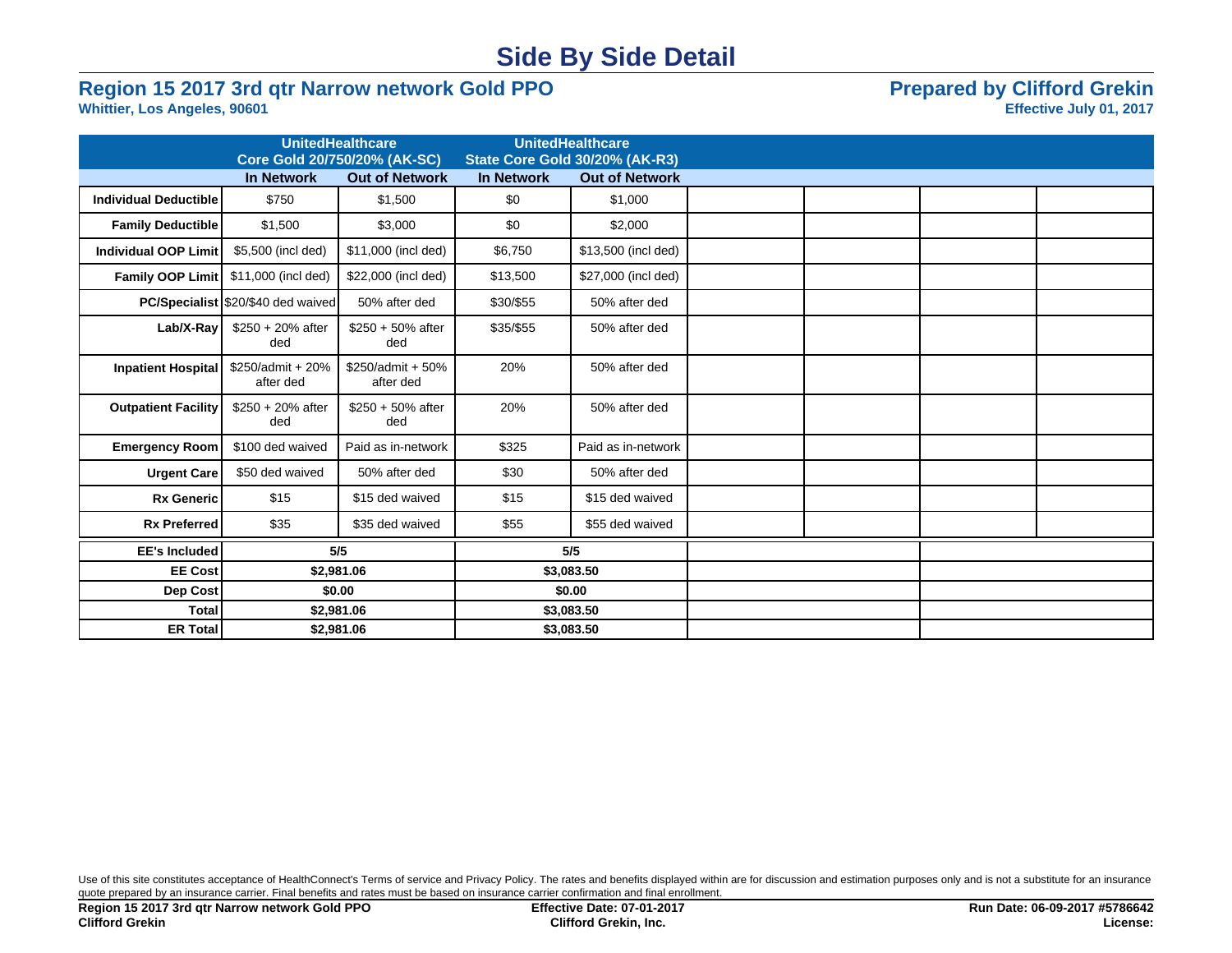# Side By Side Detail

## Region 15 2017 3rd qtr Narrow network Gold PPO

**Whittier, Los Angeles, 90601**

## Prepared by Clifford Grekin

**Effective July 01, 2017**

| | UnitedHealthcare Core Gold 20/750/20% (AK-SC) | | UnitedHealthcare State Core Gold 30/20% (AK-R3) | | | | | |
|---|---|---|---|---|---|---|---|---|
| | In Network | Out of Network | In Network | Out of Network | | | | |
| **Individual Deductible** | $750 | $1,500 | $0 | $1,000 | | | | |
| **Family Deductible** | $1,500 | $3,000 | $0 | $2,000 | | | | |
| **Individual OOP Limit** | $5,500 (incl ded) | $11,000 (incl ded) | $6,750 | $13,500 (incl ded) | | | | |
| **Family OOP Limit** | $11,000 (incl ded) | $22,000 (incl ded) | $13,500 | $27,000 (incl ded) | | | | |
| **PC/Specialist** | $20/$40 ded waived | 50% after ded | $30/$55 | 50% after ded | | | | |
| **Lab/X-Ray** | $250 + 20% after ded | $250 + 50% after ded | $35/$55 | 50% after ded | | | | |
| **Inpatient Hospital** | $250/admit + 20% after ded | $250/admit + 50% after ded | 20% | 50% after ded | | | | |
| **Outpatient Facility** | $250 + 20% after ded | $250 + 50% after ded | 20% | 50% after ded | | | | |
| **Emergency Room** | $100 ded waived | Paid as in-network | $325 | Paid as in-network | | | | |
| **Urgent Care** | $50 ded waived | 50% after ded | $30 | 50% after ded | | | | |
| **Rx Generic** | $15 | $15 ded waived | $15 | $15 ded waived | | | | |
| **Rx Preferred** | $35 | $35 ded waived | $55 | $55 ded waived | | | | |

| | UnitedHealthcare Core Gold 20/750/20% (AK-SC) | UnitedHealthcare State Core Gold 30/20% (AK-R3) | | |
|---|---|---|---|---|
| **EE's Included** | **5/5** | **5/5** | | |
| **EE Cost** | **$2,981.06** | **$3,083.50** | | |
| **Dep Cost** | **$0.00** | **$0.00** | | |
| **Total** | **$2,981.06** | **$3,083.50** | | |
| **ER Total** | **$2,981.06** | **$3,083.50** | | |

Use of this site constitutes acceptance of HealthConnect's Terms of service and Privacy Policy. The rates and benefits displayed within are for discussion and estimation purposes only and is not a substitute for an insurance quote prepared by an insurance carrier. Final benefits and rates must be based on insurance carrier confirmation and final enrollment.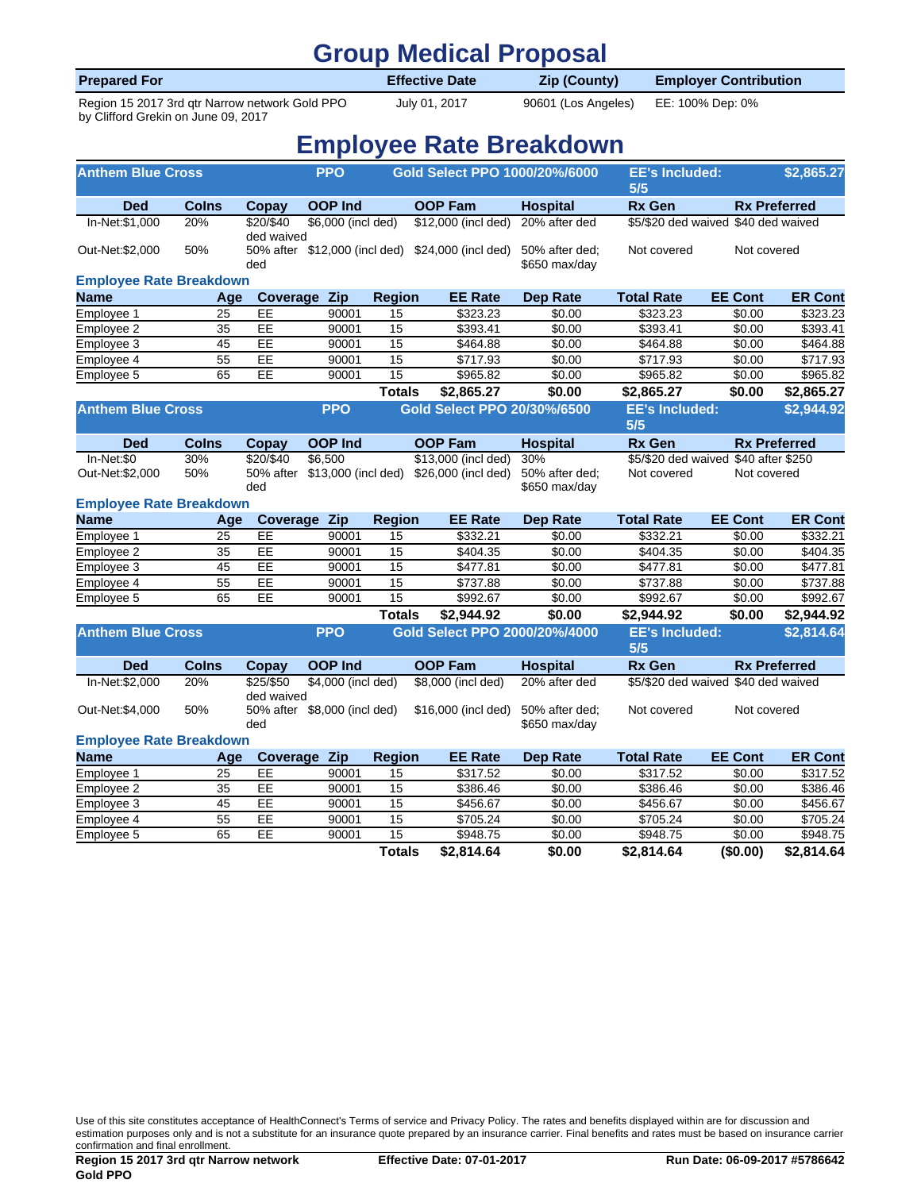# Group Medical Proposal

| Prepared For | Effective Date | Zip (County) | Employer Contribution |
|---|---|---|---|
| Region 15 2017 3rd qtr Narrow network Gold PPO by Clifford Grekin on June 09, 2017 | July 01, 2017 | 90601 (Los Angeles) | EE: 100% Dep: 0% |

# Employee Rate Breakdown

## Anthem Blue Cross — PPO — Gold Select PPO 1000/20%/6000 — EE's Included: 5/5 — $2,865.27

| Ded | CoIns | Copay | OOP Ind | OOP Fam | Hospital | Rx Gen | Rx Preferred |
|---|---|---|---|---|---|---|---|
| In-Net:$1,000 | 20% | $20/$40 ded waived | $6,000 (incl ded) | $12,000 (incl ded) | 20% after ded | $5/$20 ded waived | $40 ded waived |
| Out-Net:$2,000 | 50% | 50% after ded | $12,000 (incl ded) | $24,000 (incl ded) | 50% after ded; $650 max/day | Not covered | Not covered |

### Employee Rate Breakdown

| Name | Age | Coverage | Zip | Region | EE Rate | Dep Rate | Total Rate | EE Cont | ER Cont |
|---|---|---|---|---|---|---|---|---|---|
| Employee 1 | 25 | EE | 90001 | 15 | $323.23 | $0.00 | $323.23 | $0.00 | $323.23 |
| Employee 2 | 35 | EE | 90001 | 15 | $393.41 | $0.00 | $393.41 | $0.00 | $393.41 |
| Employee 3 | 45 | EE | 90001 | 15 | $464.88 | $0.00 | $464.88 | $0.00 | $464.88 |
| Employee 4 | 55 | EE | 90001 | 15 | $717.93 | $0.00 | $717.93 | $0.00 | $717.93 |
| Employee 5 | 65 | EE | 90001 | 15 | $965.82 | $0.00 | $965.82 | $0.00 | $965.82 |
| | | | | **Totals** | **$2,865.27** | **$0.00** | **$2,865.27** | **$0.00** | **$2,865.27** |

## Anthem Blue Cross — PPO — Gold Select PPO 20/30%/6500 — EE's Included: 5/5 — $2,944.92

| Ded | CoIns | Copay | OOP Ind | OOP Fam | Hospital | Rx Gen | Rx Preferred |
|---|---|---|---|---|---|---|---|
| In-Net:$0 | 30% | $20/$40 | $6,500 | $13,000 (incl ded) | 30% | $5/$20 ded waived | $40 after $250 |
| Out-Net:$2,000 | 50% | 50% after ded | $13,000 (incl ded) | $26,000 (incl ded) | 50% after ded; $650 max/day | Not covered | Not covered |

### Employee Rate Breakdown

| Name | Age | Coverage | Zip | Region | EE Rate | Dep Rate | Total Rate | EE Cont | ER Cont |
|---|---|---|---|---|---|---|---|---|---|
| Employee 1 | 25 | EE | 90001 | 15 | $332.21 | $0.00 | $332.21 | $0.00 | $332.21 |
| Employee 2 | 35 | EE | 90001 | 15 | $404.35 | $0.00 | $404.35 | $0.00 | $404.35 |
| Employee 3 | 45 | EE | 90001 | 15 | $477.81 | $0.00 | $477.81 | $0.00 | $477.81 |
| Employee 4 | 55 | EE | 90001 | 15 | $737.88 | $0.00 | $737.88 | $0.00 | $737.88 |
| Employee 5 | 65 | EE | 90001 | 15 | $992.67 | $0.00 | $992.67 | $0.00 | $992.67 |
| | | | | **Totals** | **$2,944.92** | **$0.00** | **$2,944.92** | **$0.00** | **$2,944.92** |

## Anthem Blue Cross — PPO — Gold Select PPO 2000/20%/4000 — EE's Included: 5/5 — $2,814.64

| Ded | CoIns | Copay | OOP Ind | OOP Fam | Hospital | Rx Gen | Rx Preferred |
|---|---|---|---|---|---|---|---|
| In-Net:$2,000 | 20% | $25/$50 ded waived | $4,000 (incl ded) | $8,000 (incl ded) | 20% after ded | $5/$20 ded waived | $40 ded waived |
| Out-Net:$4,000 | 50% | 50% after ded | $8,000 (incl ded) | $16,000 (incl ded) | 50% after ded; $650 max/day | Not covered | Not covered |

### Employee Rate Breakdown

| Name | Age | Coverage | Zip | Region | EE Rate | Dep Rate | Total Rate | EE Cont | ER Cont |
|---|---|---|---|---|---|---|---|---|---|
| Employee 1 | 25 | EE | 90001 | 15 | $317.52 | $0.00 | $317.52 | $0.00 | $317.52 |
| Employee 2 | 35 | EE | 90001 | 15 | $386.46 | $0.00 | $386.46 | $0.00 | $386.46 |
| Employee 3 | 45 | EE | 90001 | 15 | $456.67 | $0.00 | $456.67 | $0.00 | $456.67 |
| Employee 4 | 55 | EE | 90001 | 15 | $705.24 | $0.00 | $705.24 | $0.00 | $705.24 |
| Employee 5 | 65 | EE | 90001 | 15 | $948.75 | $0.00 | $948.75 | $0.00 | $948.75 |
| | | | | **Totals** | **$2,814.64** | **$0.00** | **$2,814.64** | **($0.00)** | **$2,814.64** |

Use of this site constitutes acceptance of HealthConnect's Terms of service and Privacy Policy. The rates and benefits displayed within are for discussion and estimation purposes only and is not a substitute for an insurance quote prepared by an insurance carrier. Final benefits and rates must be based on insurance carrier confirmation and final enrollment.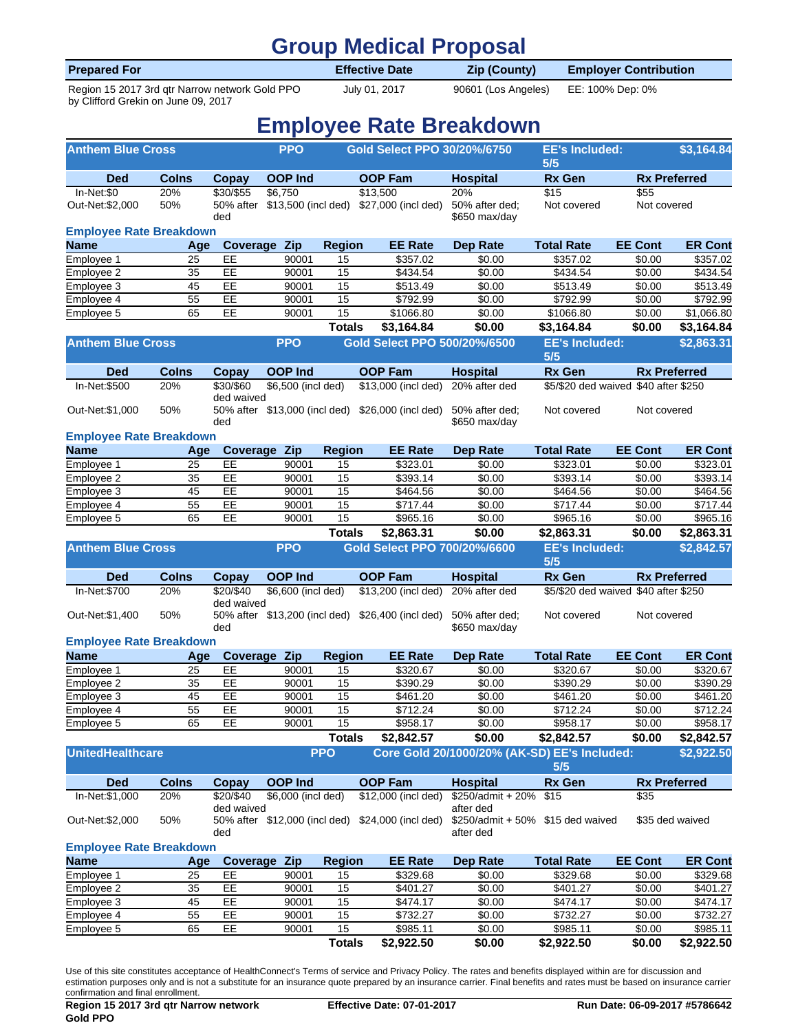# Group Medical Proposal

| Prepared For | Effective Date | Zip (County) | Employer Contribution |
|---|---|---|---|
| Region 15 2017 3rd qtr Narrow network Gold PPO by Clifford Grekin on June 09, 2017 | July 01, 2017 | 90601 (Los Angeles) | EE: 100% Dep: 0% |

# Employee Rate Breakdown

| Anthem Blue Cross | PPO | Gold Select PPO 30/20%/6750 | EE's Included: 5/5 | $3,164.84 |
|---|---|---|---|---|

| Ded | CoIns | Copay | OOP Ind | OOP Fam | Hospital | Rx Gen | Rx Preferred |
|---|---|---|---|---|---|---|---|
| In-Net:$0 | 20% | $30/$55 | $6,750 | $13,500 | 20% | $15 | $55 |
| Out-Net:$2,000 | 50% | 50% after ded | $13,500 (incl ded) | $27,000 (incl ded) | 50% after ded; $650 max/day | Not covered | Not covered |

**Employee Rate Breakdown**

| Name | Age | Coverage | Zip | Region | EE Rate | Dep Rate | Total Rate | EE Cont | ER Cont |
|---|---|---|---|---|---|---|---|---|---|
| Employee 1 | 25 | EE | 90001 | 15 | $357.02 | $0.00 | $357.02 | $0.00 | $357.02 |
| Employee 2 | 35 | EE | 90001 | 15 | $434.54 | $0.00 | $434.54 | $0.00 | $434.54 |
| Employee 3 | 45 | EE | 90001 | 15 | $513.49 | $0.00 | $513.49 | $0.00 | $513.49 |
| Employee 4 | 55 | EE | 90001 | 15 | $792.99 | $0.00 | $792.99 | $0.00 | $792.99 |
| Employee 5 | 65 | EE | 90001 | 15 | $1066.80 | $0.00 | $1066.80 | $0.00 | $1,066.80 |
| | | | | **Totals** | **$3,164.84** | **$0.00** | **$3,164.84** | **$0.00** | **$3,164.84** |

| Anthem Blue Cross | PPO | Gold Select PPO 500/20%/6500 | EE's Included: 5/5 | $2,863.31 |
|---|---|---|---|---|

| Ded | CoIns | Copay | OOP Ind | OOP Fam | Hospital | Rx Gen | Rx Preferred |
|---|---|---|---|---|---|---|---|
| In-Net:$500 | 20% | $30/$60 ded waived | $6,500 (incl ded) | $13,000 (incl ded) | 20% after ded | $5/$20 ded waived | $40 after $250 |
| Out-Net:$1,000 | 50% | 50% after ded | $13,000 (incl ded) | $26,000 (incl ded) | 50% after ded; $650 max/day | Not covered | Not covered |

**Employee Rate Breakdown**

| Name | Age | Coverage | Zip | Region | EE Rate | Dep Rate | Total Rate | EE Cont | ER Cont |
|---|---|---|---|---|---|---|---|---|---|
| Employee 1 | 25 | EE | 90001 | 15 | $323.01 | $0.00 | $323.01 | $0.00 | $323.01 |
| Employee 2 | 35 | EE | 90001 | 15 | $393.14 | $0.00 | $393.14 | $0.00 | $393.14 |
| Employee 3 | 45 | EE | 90001 | 15 | $464.56 | $0.00 | $464.56 | $0.00 | $464.56 |
| Employee 4 | 55 | EE | 90001 | 15 | $717.44 | $0.00 | $717.44 | $0.00 | $717.44 |
| Employee 5 | 65 | EE | 90001 | 15 | $965.16 | $0.00 | $965.16 | $0.00 | $965.16 |
| | | | | **Totals** | **$2,863.31** | **$0.00** | **$2,863.31** | **$0.00** | **$2,863.31** |

| Anthem Blue Cross | PPO | Gold Select PPO 700/20%/6600 | EE's Included: 5/5 | $2,842.57 |
|---|---|---|---|---|

| Ded | CoIns | Copay | OOP Ind | OOP Fam | Hospital | Rx Gen | Rx Preferred |
|---|---|---|---|---|---|---|---|
| In-Net:$700 | 20% | $20/$40 ded waived | $6,600 (incl ded) | $13,200 (incl ded) | 20% after ded | $5/$20 ded waived | $40 after $250 |
| Out-Net:$1,400 | 50% | 50% after ded | $13,200 (incl ded) | $26,400 (incl ded) | 50% after ded; $650 max/day | Not covered | Not covered |

**Employee Rate Breakdown**

| Name | Age | Coverage | Zip | Region | EE Rate | Dep Rate | Total Rate | EE Cont | ER Cont |
|---|---|---|---|---|---|---|---|---|---|
| Employee 1 | 25 | EE | 90001 | 15 | $320.67 | $0.00 | $320.67 | $0.00 | $320.67 |
| Employee 2 | 35 | EE | 90001 | 15 | $390.29 | $0.00 | $390.29 | $0.00 | $390.29 |
| Employee 3 | 45 | EE | 90001 | 15 | $461.20 | $0.00 | $461.20 | $0.00 | $461.20 |
| Employee 4 | 55 | EE | 90001 | 15 | $712.24 | $0.00 | $712.24 | $0.00 | $712.24 |
| Employee 5 | 65 | EE | 90001 | 15 | $958.17 | $0.00 | $958.17 | $0.00 | $958.17 |
| | | | | **Totals** | **$2,842.57** | **$0.00** | **$2,842.57** | **$0.00** | **$2,842.57** |

| UnitedHealthcare | PPO | Core Gold 20/1000/20% (AK-SD) | EE's Included: 5/5 | $2,922.50 |
|---|---|---|---|---|

| Ded | CoIns | Copay | OOP Ind | OOP Fam | Hospital | Rx Gen | Rx Preferred |
|---|---|---|---|---|---|---|---|
| In-Net:$1,000 | 20% | $20/$40 ded waived | $6,000 (incl ded) | $12,000 (incl ded) | $250/admit + 20% after ded | $15 | $35 |
| Out-Net:$2,000 | 50% | 50% after ded | $12,000 (incl ded) | $24,000 (incl ded) | $250/admit + 50% after ded | $15 ded waived | $35 ded waived |

**Employee Rate Breakdown**

| Name | Age | Coverage | Zip | Region | EE Rate | Dep Rate | Total Rate | EE Cont | ER Cont |
|---|---|---|---|---|---|---|---|---|---|
| Employee 1 | 25 | EE | 90001 | 15 | $329.68 | $0.00 | $329.68 | $0.00 | $329.68 |
| Employee 2 | 35 | EE | 90001 | 15 | $401.27 | $0.00 | $401.27 | $0.00 | $401.27 |
| Employee 3 | 45 | EE | 90001 | 15 | $474.17 | $0.00 | $474.17 | $0.00 | $474.17 |
| Employee 4 | 55 | EE | 90001 | 15 | $732.27 | $0.00 | $732.27 | $0.00 | $732.27 |
| Employee 5 | 65 | EE | 90001 | 15 | $985.11 | $0.00 | $985.11 | $0.00 | $985.11 |
| | | | | **Totals** | **$2,922.50** | **$0.00** | **$2,922.50** | **$0.00** | **$2,922.50** |

Use of this site constitutes acceptance of HealthConnect's Terms of service and Privacy Policy. The rates and benefits displayed within are for discussion and estimation purposes only and is not a substitute for an insurance quote prepared by an insurance carrier. Final benefits and rates must be based on insurance carrier confirmation and final enrollment.

**Region 15 2017 3rd qtr Narrow network Gold PPO** **Effective Date: 07-01-2017** **Run Date: 06-09-2017 #5786642**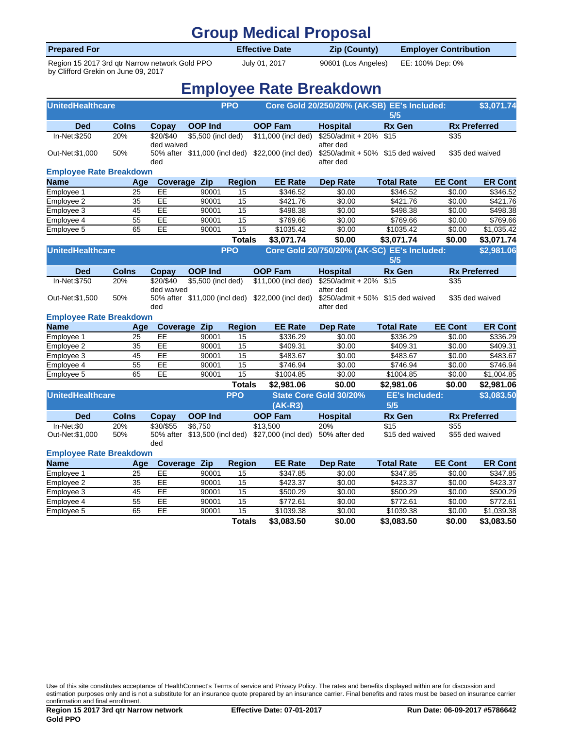# Group Medical Proposal

| Prepared For | Effective Date | Zip (County) | Employer Contribution |
|---|---|---|---|
| Region 15 2017 3rd qtr Narrow network Gold PPO by Clifford Grekin on June 09, 2017 | July 01, 2017 | 90601 (Los Angeles) | EE: 100% Dep: 0% |

# Employee Rate Breakdown

## UnitedHealthcare — PPO — Core Gold 20/250/20% (AK-SB) — EE's Included: 5/5 — $3,071.74

| Ded | CoIns | Copay | OOP Ind | OOP Fam | Hospital | Rx Gen | Rx Preferred |
|---|---|---|---|---|---|---|---|
| In-Net:$250 | 20% | $20/$40 ded waived | $5,500 (incl ded) | $11,000 (incl ded) | $250/admit + 20% after ded | $15 | $35 |
| Out-Net:$1,000 | 50% | 50% after ded | $11,000 (incl ded) | $22,000 (incl ded) | $250/admit + 50% after ded | $15 ded waived | $35 ded waived |

### Employee Rate Breakdown

| Name | Age | Coverage | Zip | Region | EE Rate | Dep Rate | Total Rate | EE Cont | ER Cont |
|---|---|---|---|---|---|---|---|---|---|
| Employee 1 | 25 | EE | 90001 | 15 | $346.52 | $0.00 | $346.52 | $0.00 | $346.52 |
| Employee 2 | 35 | EE | 90001 | 15 | $421.76 | $0.00 | $421.76 | $0.00 | $421.76 |
| Employee 3 | 45 | EE | 90001 | 15 | $498.38 | $0.00 | $498.38 | $0.00 | $498.38 |
| Employee 4 | 55 | EE | 90001 | 15 | $769.66 | $0.00 | $769.66 | $0.00 | $769.66 |
| Employee 5 | 65 | EE | 90001 | 15 | $1035.42 | $0.00 | $1035.42 | $0.00 | $1,035.42 |
| | | | | **Totals** | **$3,071.74** | **$0.00** | **$3,071.74** | **$0.00** | **$3,071.74** |

## UnitedHealthcare — PPO — Core Gold 20/750/20% (AK-SC) — EE's Included: 5/5 — $2,981.06

| Ded | CoIns | Copay | OOP Ind | OOP Fam | Hospital | Rx Gen | Rx Preferred |
|---|---|---|---|---|---|---|---|
| In-Net:$750 | 20% | $20/$40 ded waived | $5,500 (incl ded) | $11,000 (incl ded) | $250/admit + 20% after ded | $15 | $35 |
| Out-Net:$1,500 | 50% | 50% after ded | $11,000 (incl ded) | $22,000 (incl ded) | $250/admit + 50% after ded | $15 ded waived | $35 ded waived |

### Employee Rate Breakdown

| Name | Age | Coverage | Zip | Region | EE Rate | Dep Rate | Total Rate | EE Cont | ER Cont |
|---|---|---|---|---|---|---|---|---|---|
| Employee 1 | 25 | EE | 90001 | 15 | $336.29 | $0.00 | $336.29 | $0.00 | $336.29 |
| Employee 2 | 35 | EE | 90001 | 15 | $409.31 | $0.00 | $409.31 | $0.00 | $409.31 |
| Employee 3 | 45 | EE | 90001 | 15 | $483.67 | $0.00 | $483.67 | $0.00 | $483.67 |
| Employee 4 | 55 | EE | 90001 | 15 | $746.94 | $0.00 | $746.94 | $0.00 | $746.94 |
| Employee 5 | 65 | EE | 90001 | 15 | $1004.85 | $0.00 | $1004.85 | $0.00 | $1,004.85 |
| | | | | **Totals** | **$2,981.06** | **$0.00** | **$2,981.06** | **$0.00** | **$2,981.06** |

## UnitedHealthcare — PPO — State Core Gold 30/20% (AK-R3) — EE's Included: 5/5 — $3,083.50

| Ded | CoIns | Copay | OOP Ind | OOP Fam | Hospital | Rx Gen | Rx Preferred |
|---|---|---|---|---|---|---|---|
| In-Net:$0 | 20% | $30/$55 | $6,750 | $13,500 | 20% | $15 | $55 |
| Out-Net:$1,000 | 50% | 50% after ded | $13,500 (incl ded) | $27,000 (incl ded) | 50% after ded | $15 ded waived | $55 ded waived |

### Employee Rate Breakdown

| Name | Age | Coverage | Zip | Region | EE Rate | Dep Rate | Total Rate | EE Cont | ER Cont |
|---|---|---|---|---|---|---|---|---|---|
| Employee 1 | 25 | EE | 90001 | 15 | $347.85 | $0.00 | $347.85 | $0.00 | $347.85 |
| Employee 2 | 35 | EE | 90001 | 15 | $423.37 | $0.00 | $423.37 | $0.00 | $423.37 |
| Employee 3 | 45 | EE | 90001 | 15 | $500.29 | $0.00 | $500.29 | $0.00 | $500.29 |
| Employee 4 | 55 | EE | 90001 | 15 | $772.61 | $0.00 | $772.61 | $0.00 | $772.61 |
| Employee 5 | 65 | EE | 90001 | 15 | $1039.38 | $0.00 | $1039.38 | $0.00 | $1,039.38 |
| | | | | **Totals** | **$3,083.50** | **$0.00** | **$3,083.50** | **$0.00** | **$3,083.50** |

Use of this site constitutes acceptance of HealthConnect's Terms of service and Privacy Policy. The rates and benefits displayed within are for discussion and estimation purposes only and is not a substitute for an insurance quote prepared by an insurance carrier. Final benefits and rates must be based on insurance carrier confirmation and final enrollment.

**Region 15 2017 3rd qtr Narrow network Gold PPO** — **Effective Date: 07-01-2017** — **Run Date: 06-09-2017 #5786642**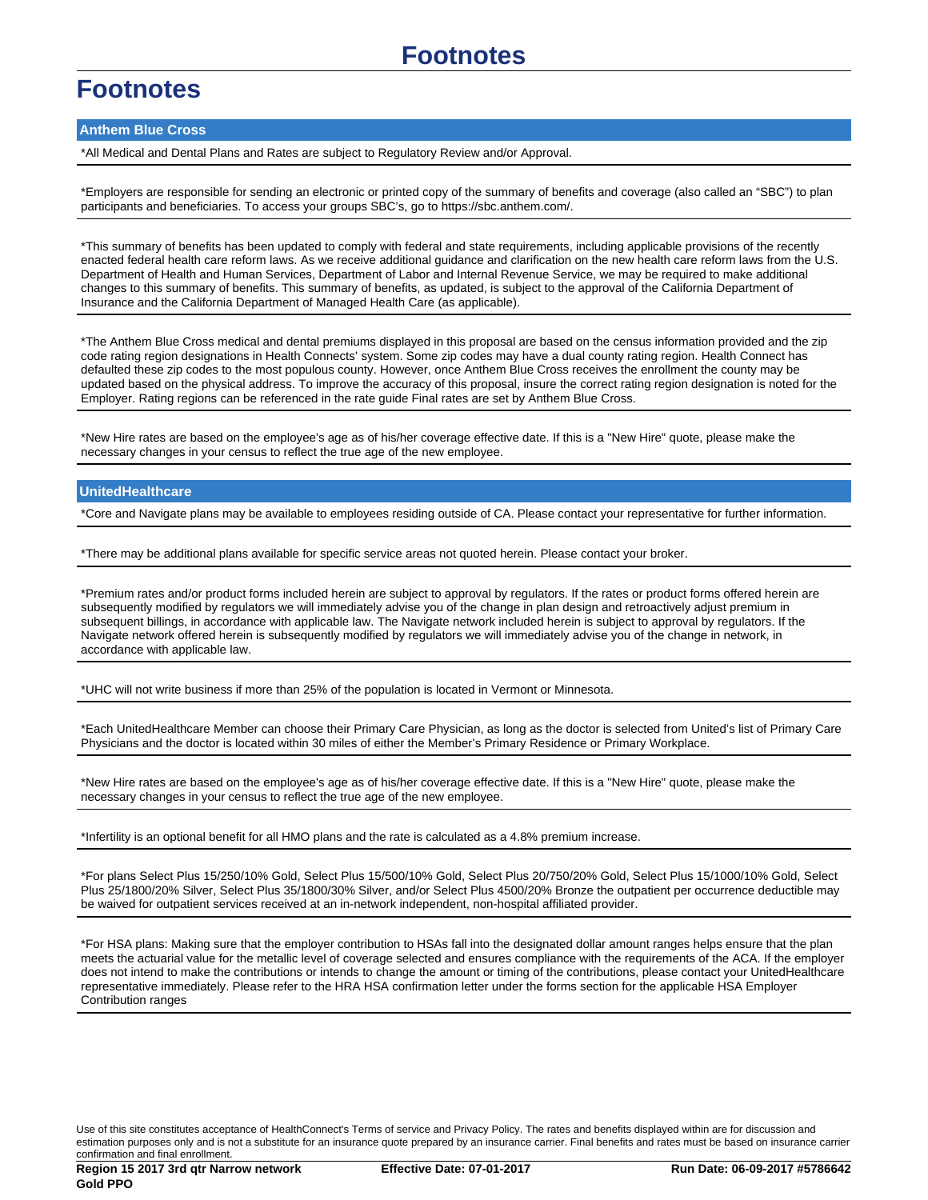# Footnotes

## Anthem Blue Cross

*All Medical and Dental Plans and Rates are subject to Regulatory Review and/or Approval.

*Employers are responsible for sending an electronic or printed copy of the summary of benefits and coverage (also called an “SBC”) to plan participants and beneficiaries. To access your groups SBC’s, go to https://sbc.anthem.com/.

*This summary of benefits has been updated to comply with federal and state requirements, including applicable provisions of the recently enacted federal health care reform laws. As we receive additional guidance and clarification on the new health care reform laws from the U.S. Department of Health and Human Services, Department of Labor and Internal Revenue Service, we may be required to make additional changes to this summary of benefits. This summary of benefits, as updated, is subject to the approval of the California Department of Insurance and the California Department of Managed Health Care (as applicable).

*The Anthem Blue Cross medical and dental premiums displayed in this proposal are based on the census information provided and the zip code rating region designations in Health Connects’ system. Some zip codes may have a dual county rating region. Health Connect has defaulted these zip codes to the most populous county. However, once Anthem Blue Cross receives the enrollment the county may be updated based on the physical address. To improve the accuracy of this proposal, insure the correct rating region designation is noted for the Employer. Rating regions can be referenced in the rate guide Final rates are set by Anthem Blue Cross.

*New Hire rates are based on the employee's age as of his/her coverage effective date. If this is a "New Hire" quote, please make the necessary changes in your census to reflect the true age of the new employee.

## UnitedHealthcare

*Core and Navigate plans may be available to employees residing outside of CA. Please contact your representative for further information.

*There may be additional plans available for specific service areas not quoted herein. Please contact your broker.

*Premium rates and/or product forms included herein are subject to approval by regulators. If the rates or product forms offered herein are subsequently modified by regulators we will immediately advise you of the change in plan design and retroactively adjust premium in subsequent billings, in accordance with applicable law. The Navigate network included herein is subject to approval by regulators. If the Navigate network offered herein is subsequently modified by regulators we will immediately advise you of the change in network, in accordance with applicable law.

*UHC will not write business if more than 25% of the population is located in Vermont or Minnesota.

*Each UnitedHealthcare Member can choose their Primary Care Physician, as long as the doctor is selected from United’s list of Primary Care Physicians and the doctor is located within 30 miles of either the Member’s Primary Residence or Primary Workplace.

*New Hire rates are based on the employee's age as of his/her coverage effective date. If this is a "New Hire" quote, please make the necessary changes in your census to reflect the true age of the new employee.

*Infertility is an optional benefit for all HMO plans and the rate is calculated as a 4.8% premium increase.

*For plans Select Plus 15/250/10% Gold, Select Plus 15/500/10% Gold, Select Plus 20/750/20% Gold, Select Plus 15/1000/10% Gold, Select Plus 25/1800/20% Silver, Select Plus 35/1800/30% Silver, and/or Select Plus 4500/20% Bronze the outpatient per occurrence deductible may be waived for outpatient services received at an in-network independent, non-hospital affiliated provider.

*For HSA plans: Making sure that the employer contribution to HSAs fall into the designated dollar amount ranges helps ensure that the plan meets the actuarial value for the metallic level of coverage selected and ensures compliance with the requirements of the ACA. If the employer does not intend to make the contributions or intends to change the amount or timing of the contributions, please contact your UnitedHealthcare representative immediately. Please refer to the HRA HSA confirmation letter under the forms section for the applicable HSA Employer Contribution ranges

Use of this site constitutes acceptance of HealthConnect's Terms of service and Privacy Policy. The rates and benefits displayed within are for discussion and estimation purposes only and is not a substitute for an insurance quote prepared by an insurance carrier. Final benefits and rates must be based on insurance carrier confirmation and final enrollment.